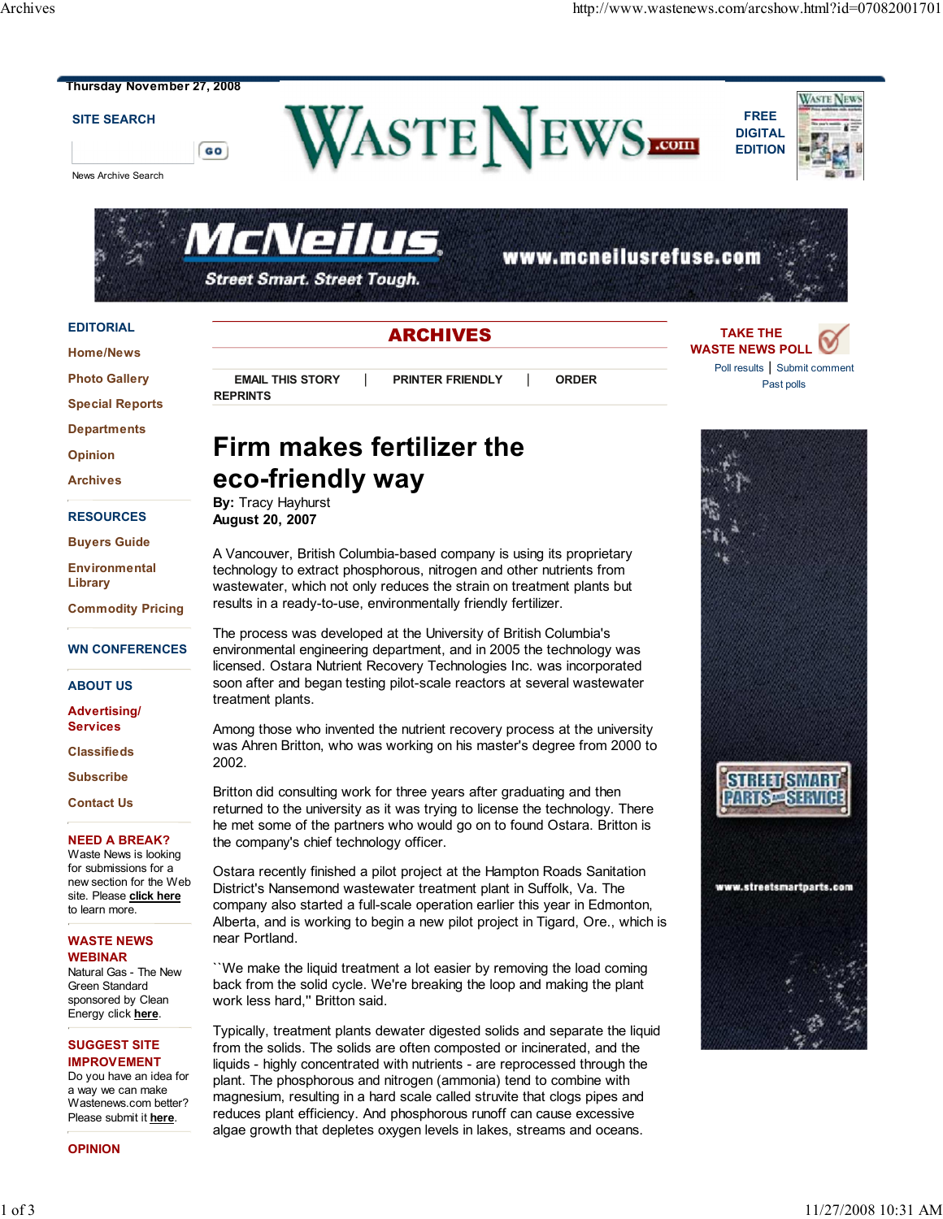# Firm makes fertilizer the eco-friendly way

**By:** Tracy Hayhurst
**August 20, 2007**

A Vancouver, British Columbia-based company is using its proprietary technology to extract phosphorous, nitrogen and other nutrients from wastewater, which not only reduces the strain on treatment plants but results in a ready-to-use, environmentally friendly fertilizer.

The process was developed at the University of British Columbia's environmental engineering department, and in 2005 the technology was licensed. Ostara Nutrient Recovery Technologies Inc. was incorporated soon after and began testing pilot-scale reactors at several wastewater treatment plants.

Among those who invented the nutrient recovery process at the university was Ahren Britton, who was working on his master's degree from 2000 to 2002.

Britton did consulting work for three years after graduating and then returned to the university as it was trying to license the technology. There he met some of the partners who would go on to found Ostara. Britton is the company's chief technology officer.

Ostara recently finished a pilot project at the Hampton Roads Sanitation District's Nansemond wastewater treatment plant in Suffolk, Va. The company also started a full-scale operation earlier this year in Edmonton, Alberta, and is working to begin a new pilot project in Tigard, Ore., which is near Portland.

``We make the liquid treatment a lot easier by removing the load coming back from the solid cycle. We're breaking the loop and making the plant work less hard,'' Britton said.

Typically, treatment plants dewater digested solids and separate the liquid from the solids. The solids are often composted or incinerated, and the liquids - highly concentrated with nutrients - are reprocessed through the plant. The phosphorous and nitrogen (ammonia) tend to combine with magnesium, resulting in a hard scale called struvite that clogs pipes and reduces plant efficiency. And phosphorous runoff can cause excessive algae growth that depletes oxygen levels in lakes, streams and oceans.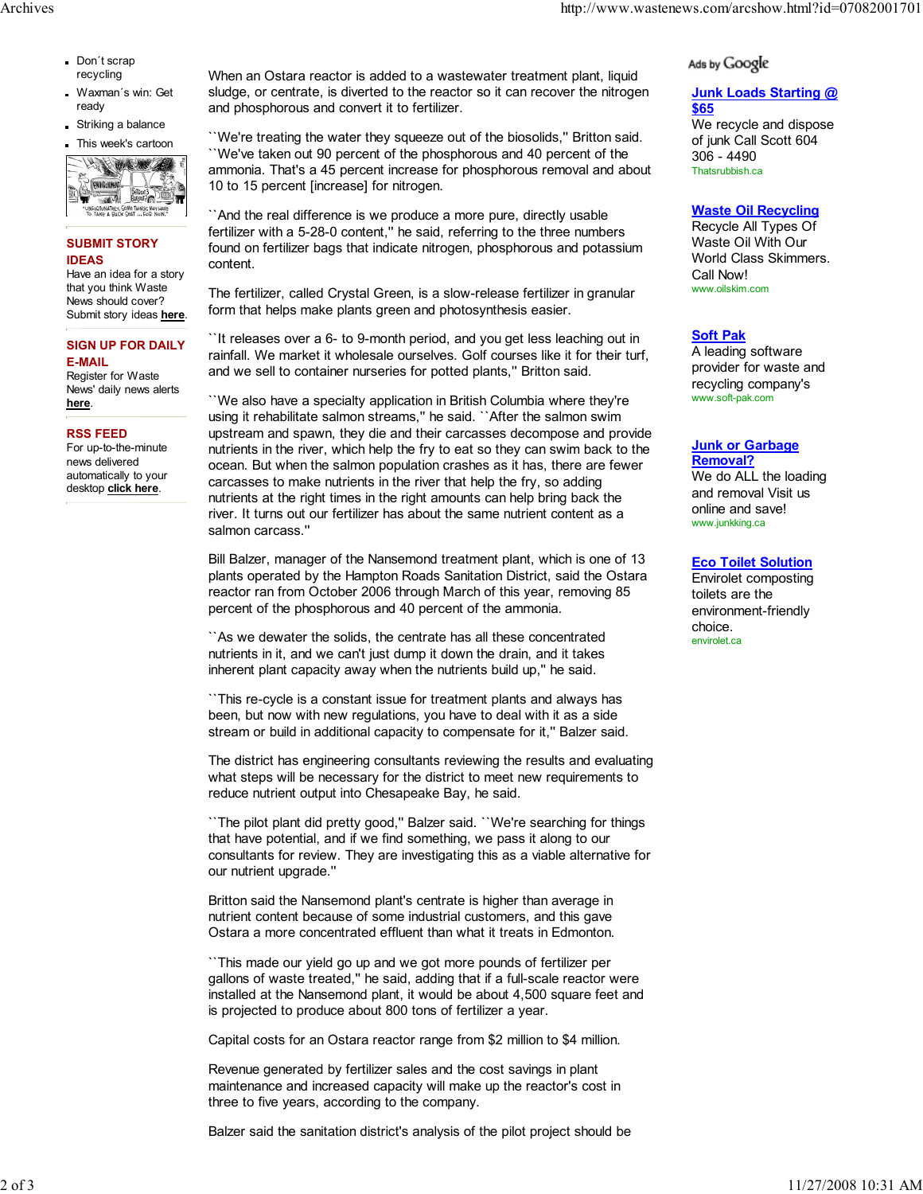- Don´t scrap recycling
- Waxman´s win: Get ready
- Striking a balance
- This week's cartoon

**SUBMIT STORY IDEAS**
Have an idea for a story that you think Waste News should cover? Submit story ideas **here**.

**SIGN UP FOR DAILY E-MAIL**
Register for Waste News' daily news alerts **here**.

**RSS FEED**
For up-to-the-minute news delivered automatically to your desktop **click here**.

When an Ostara reactor is added to a wastewater treatment plant, liquid sludge, or centrate, is diverted to the reactor so it can recover the nitrogen and phosphorous and convert it to fertilizer.

``We're treating the water they squeeze out of the biosolids,'' Britton said. ``We've taken out 90 percent of the phosphorous and 40 percent of the ammonia. That's a 45 percent increase for phosphorous removal and about 10 to 15 percent [increase] for nitrogen.

``And the real difference is we produce a more pure, directly usable fertilizer with a 5-28-0 content,'' he said, referring to the three numbers found on fertilizer bags that indicate nitrogen, phosphorous and potassium content.

The fertilizer, called Crystal Green, is a slow-release fertilizer in granular form that helps make plants green and photosynthesis easier.

``It releases over a 6- to 9-month period, and you get less leaching out in rainfall. We market it wholesale ourselves. Golf courses like it for their turf, and we sell to container nurseries for potted plants,'' Britton said.

``We also have a specialty application in British Columbia where they're using it rehabilitate salmon streams,'' he said. ``After the salmon swim upstream and spawn, they die and their carcasses decompose and provide nutrients in the river, which help the fry to eat so they can swim back to the ocean. But when the salmon population crashes as it has, there are fewer carcasses to make nutrients in the river that help the fry, so adding nutrients at the right times in the right amounts can help bring back the river. It turns out our fertilizer has about the same nutrient content as a salmon carcass.''

Bill Balzer, manager of the Nansemond treatment plant, which is one of 13 plants operated by the Hampton Roads Sanitation District, said the Ostara reactor ran from October 2006 through March of this year, removing 85 percent of the phosphorous and 40 percent of the ammonia.

``As we dewater the solids, the centrate has all these concentrated nutrients in it, and we can't just dump it down the drain, and it takes inherent plant capacity away when the nutrients build up,'' he said.

``This re-cycle is a constant issue for treatment plants and always has been, but now with new regulations, you have to deal with it as a side stream or build in additional capacity to compensate for it,'' Balzer said.

The district has engineering consultants reviewing the results and evaluating what steps will be necessary for the district to meet new requirements to reduce nutrient output into Chesapeake Bay, he said.

``The pilot plant did pretty good,'' Balzer said. ``We're searching for things that have potential, and if we find something, we pass it along to our consultants for review. They are investigating this as a viable alternative for our nutrient upgrade.''

Britton said the Nansemond plant's centrate is higher than average in nutrient content because of some industrial customers, and this gave Ostara a more concentrated effluent than what it treats in Edmonton.

``This made our yield go up and we got more pounds of fertilizer per gallons of waste treated,'' he said, adding that if a full-scale reactor were installed at the Nansemond plant, it would be about 4,500 square feet and is projected to produce about 800 tons of fertilizer a year.

Capital costs for an Ostara reactor range from $2 million to $4 million.

Revenue generated by fertilizer sales and the cost savings in plant maintenance and increased capacity will make up the reactor's cost in three to five years, according to the company.

Balzer said the sanitation district's analysis of the pilot project should be

Ads by Google

**Junk Loads Starting @ $65**
We recycle and dispose of junk Call Scott 604 306 - 4490
Thatsrubbish.ca

**Waste Oil Recycling**
Recycle All Types Of Waste Oil With Our World Class Skimmers. Call Now!
www.oilskim.com

**Soft Pak**
A leading software provider for waste and recycling company's
www.soft-pak.com

**Junk or Garbage Removal?**
We do ALL the loading and removal Visit us online and save!
www.junkking.ca

**Eco Toilet Solution**
Envirolet composting toilets are the environment-friendly choice.
envirolet.ca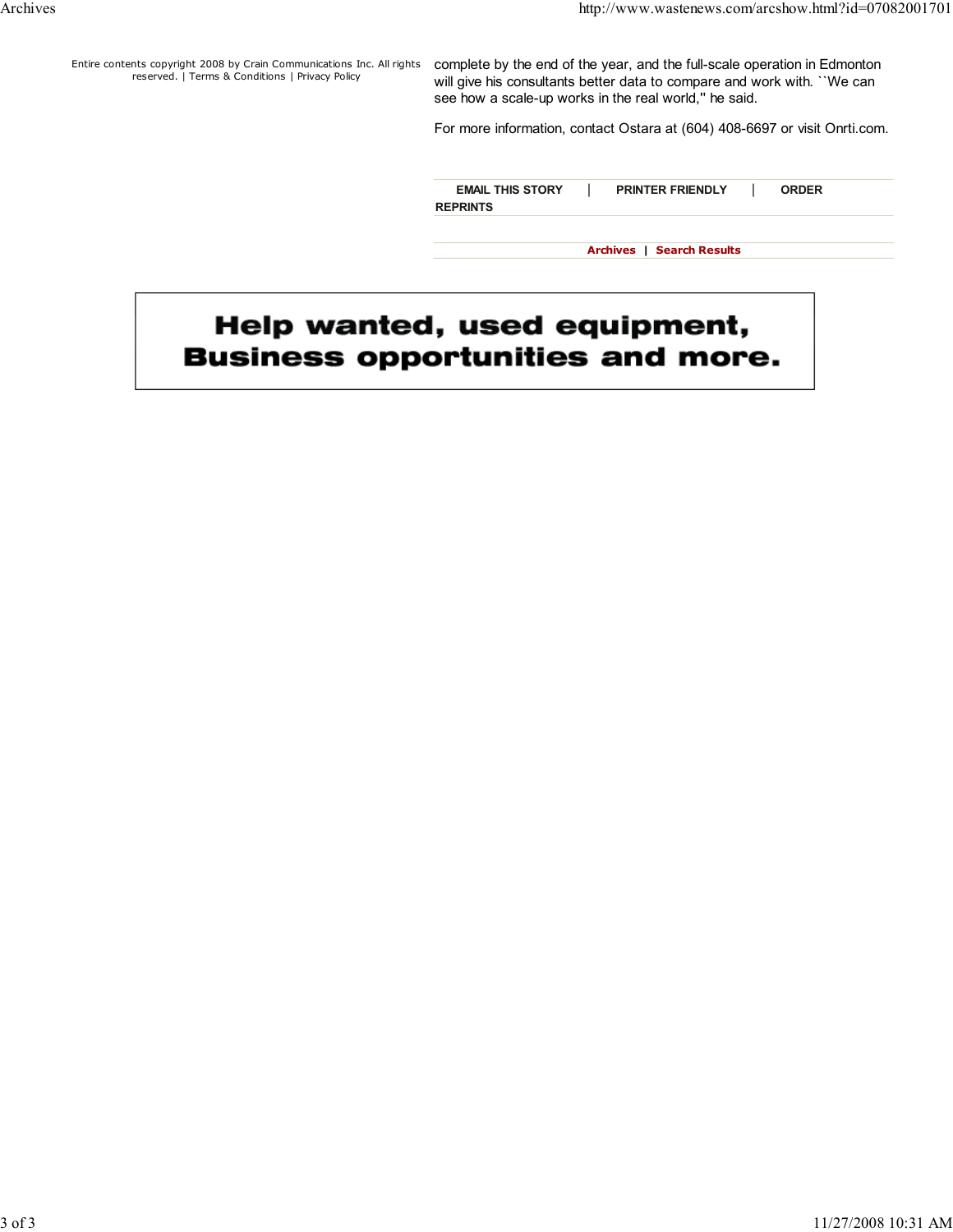Entire contents copyright 2008 by Crain Communications Inc. All rights reserved. | Terms & Conditions | Privacy Policy

complete by the end of the year, and the full-scale operation in Edmonton will give his consultants better data to compare and work with. ``We can see how a scale-up works in the real world,'' he said.

For more information, contact Ostara at (604) 408-6697 or visit Onrti.com.

**EMAIL THIS STORY | PRINTER FRIENDLY | ORDER REPRINTS**

**Archives | Search Results**

**Help wanted, used equipment, Business opportunities and more.**